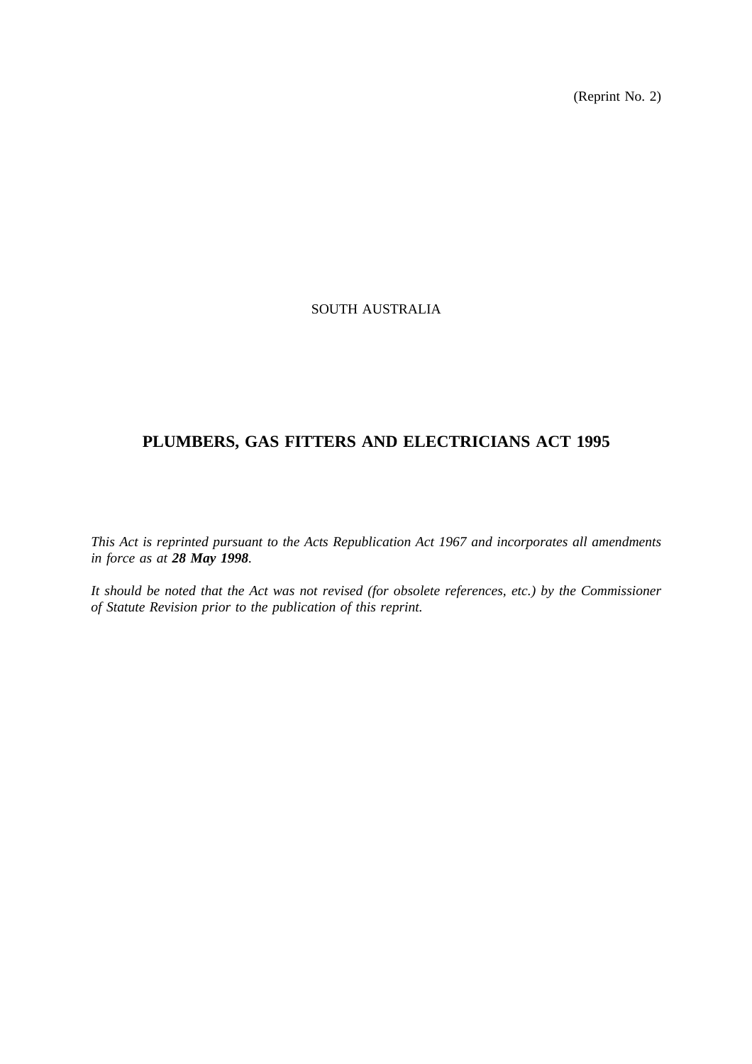(Reprint No. 2)

SOUTH AUSTRALIA

# PLUMBERS, GAS FITTERS AND ELECTRICIANS ACT 1995

*This Act is reprinted pursuant to the Acts Republication Act 1967 and incorporates all amendments in force as at **28 May 1998**.*

*It should be noted that the Act was not revised (for obsolete references, etc.) by the Commissioner of Statute Revision prior to the publication of this reprint.*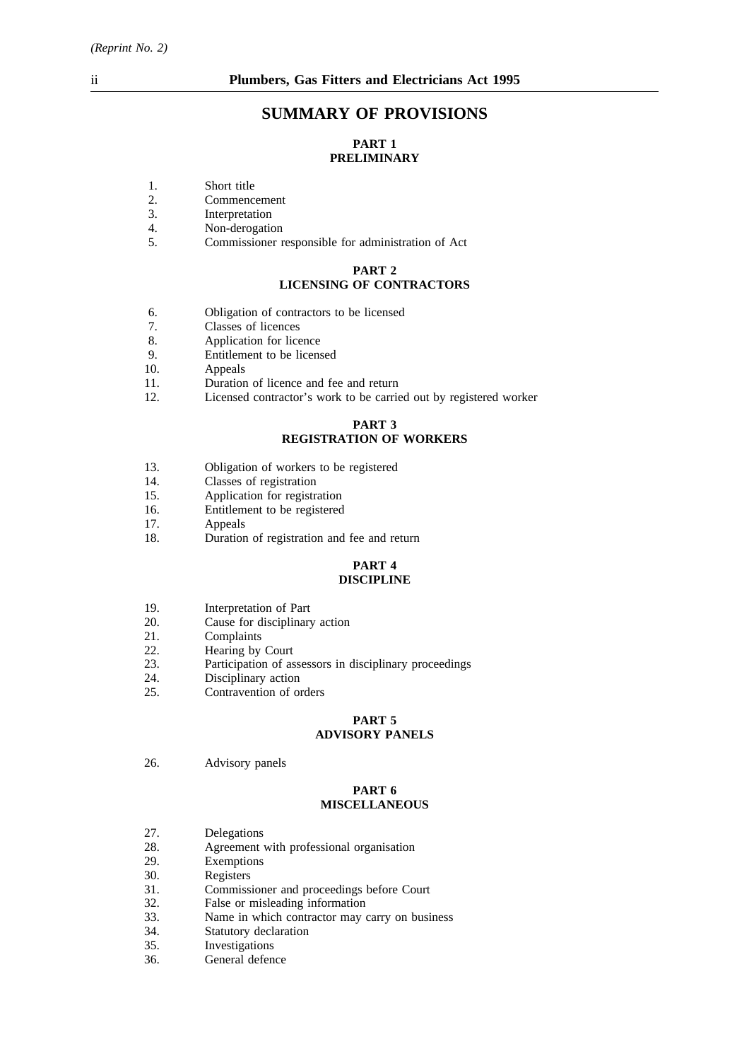# SUMMARY OF PROVISIONS

## PART 1
## PRELIMINARY

1. Short title
2. Commencement
3. Interpretation
4. Non-derogation
5. Commissioner responsible for administration of Act

## PART 2
## LICENSING OF CONTRACTORS

6. Obligation of contractors to be licensed
7. Classes of licences
8. Application for licence
9. Entitlement to be licensed
10. Appeals
11. Duration of licence and fee and return
12. Licensed contractor's work to be carried out by registered worker

## PART 3
## REGISTRATION OF WORKERS

13. Obligation of workers to be registered
14. Classes of registration
15. Application for registration
16. Entitlement to be registered
17. Appeals
18. Duration of registration and fee and return

## PART 4
## DISCIPLINE

19. Interpretation of Part
20. Cause for disciplinary action
21. Complaints
22. Hearing by Court
23. Participation of assessors in disciplinary proceedings
24. Disciplinary action
25. Contravention of orders

## PART 5
## ADVISORY PANELS

26. Advisory panels

## PART 6
## MISCELLANEOUS

27. Delegations
28. Agreement with professional organisation
29. Exemptions
30. Registers
31. Commissioner and proceedings before Court
32. False or misleading information
33. Name in which contractor may carry on business
34. Statutory declaration
35. Investigations
36. General defence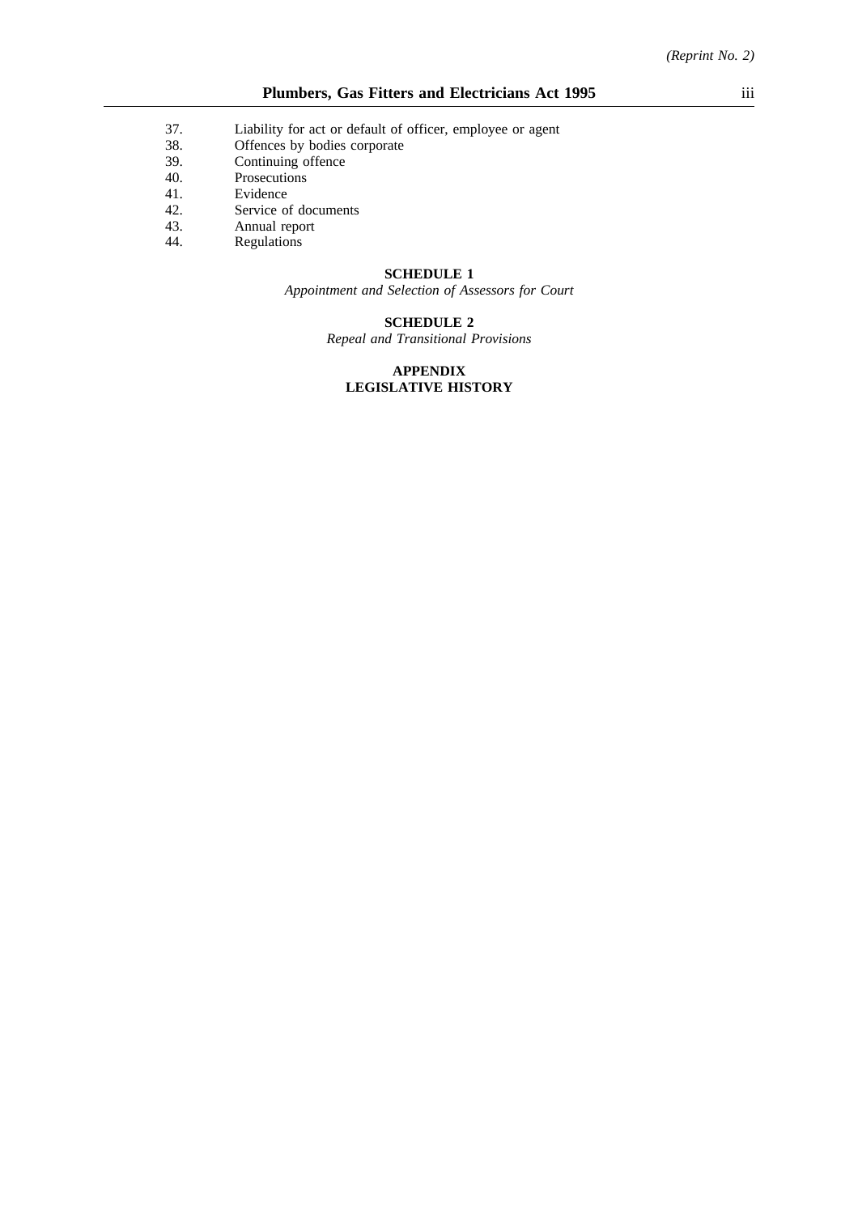37. Liability for act or default of officer, employee or agent
38. Offences by bodies corporate
39. Continuing offence
40. Prosecutions
41. Evidence
42. Service of documents
43. Annual report
44. Regulations

**SCHEDULE 1**

*Appointment and Selection of Assessors for Court*

**SCHEDULE 2**

*Repeal and Transitional Provisions*

**APPENDIX**

**LEGISLATIVE HISTORY**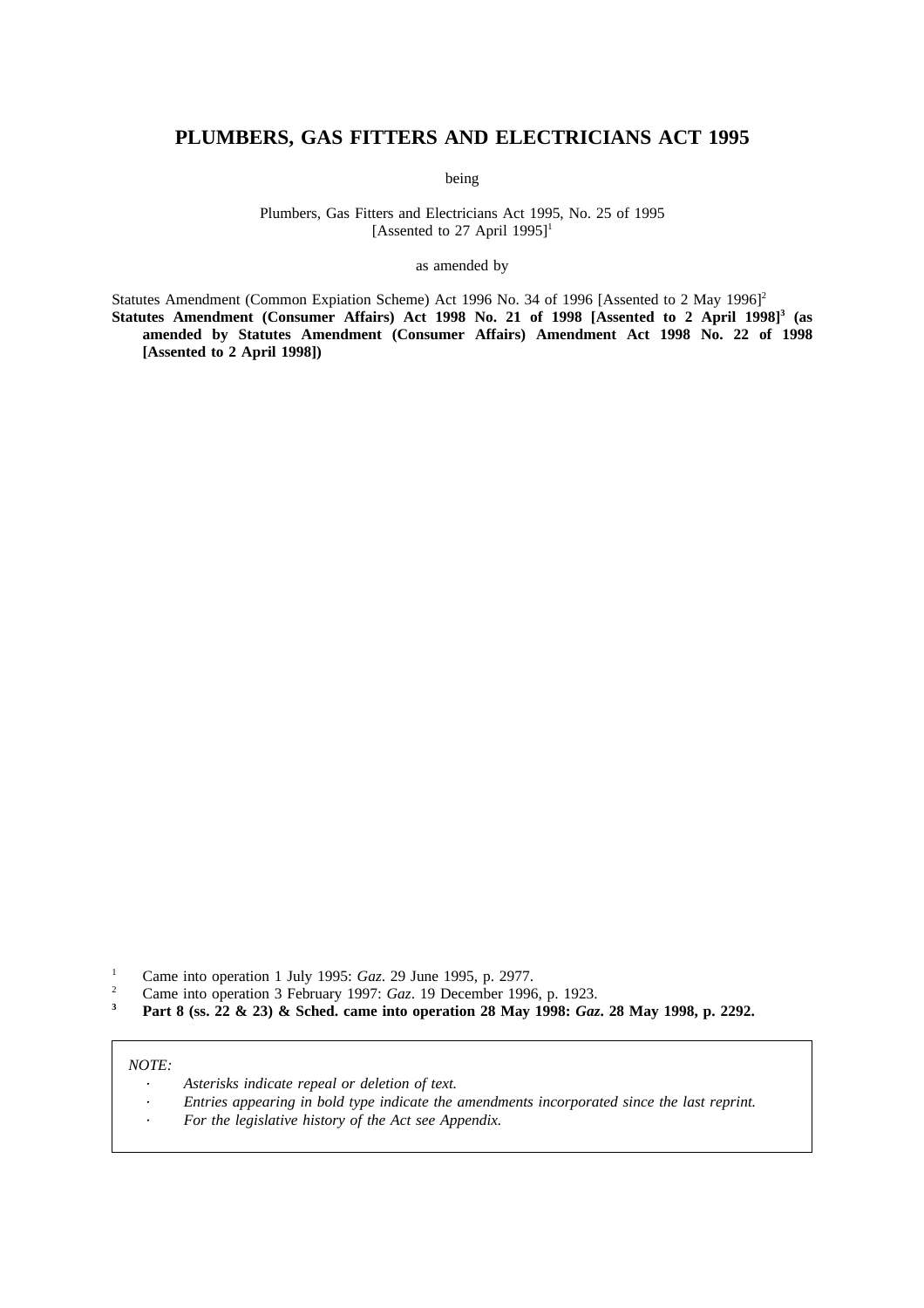# PLUMBERS, GAS FITTERS AND ELECTRICIANS ACT 1995

being

Plumbers, Gas Fitters and Electricians Act 1995, No. 25 of 1995
[Assented to 27 April 1995][1]

as amended by

Statutes Amendment (Common Expiation Scheme) Act 1996 No. 34 of 1996 [Assented to 2 May 1996][2]

**Statutes Amendment (Consumer Affairs) Act 1998 No. 21 of 1998 [Assented to 2 April 1998][3] (as amended by Statutes Amendment (Consumer Affairs) Amendment Act 1998 No. 22 of 1998 [Assented to 2 April 1998])**

[1] Came into operation 1 July 1995: *Gaz*. 29 June 1995, p. 2977.

[2] Came into operation 3 February 1997: *Gaz*. 19 December 1996, p. 1923.

**[3] Part 8 (ss. 22 & 23) & Sched. came into operation 28 May 1998: *Gaz*. 28 May 1998, p. 2292.**

*NOTE:*

- *Asterisks indicate repeal or deletion of text.*
- *Entries appearing in bold type indicate the amendments incorporated since the last reprint.*
- *For the legislative history of the Act see Appendix.*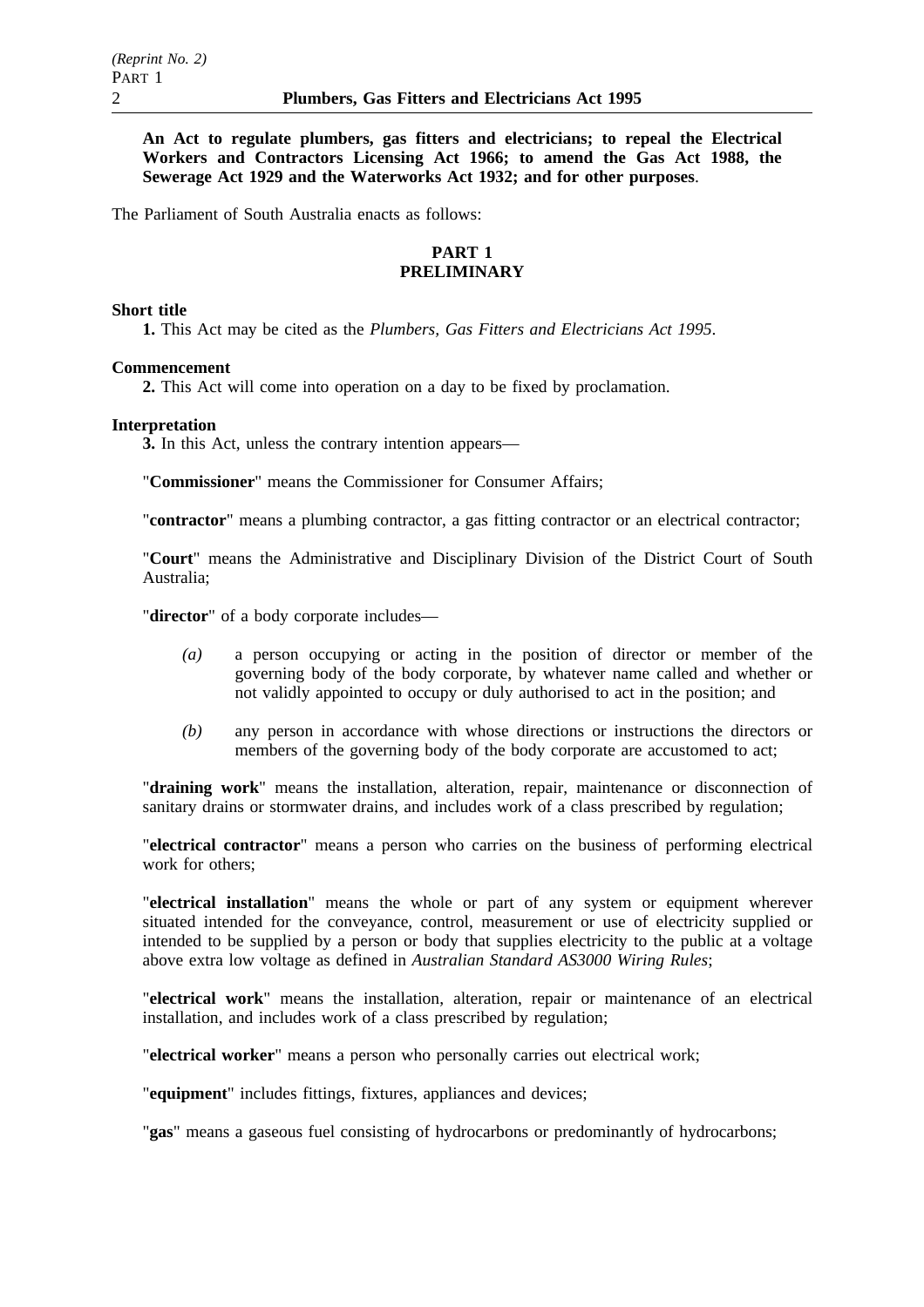**An Act to regulate plumbers, gas fitters and electricians; to repeal the Electrical Workers and Contractors Licensing Act 1966; to amend the Gas Act 1988, the Sewerage Act 1929 and the Waterworks Act 1932; and for other purposes**.

The Parliament of South Australia enacts as follows:

## PART 1
## PRELIMINARY

**Short title**

**1.** This Act may be cited as the *Plumbers, Gas Fitters and Electricians Act 1995*.

**Commencement**

**2.** This Act will come into operation on a day to be fixed by proclamation.

**Interpretation**

**3.** In this Act, unless the contrary intention appears—

"**Commissioner**" means the Commissioner for Consumer Affairs;

"**contractor**" means a plumbing contractor, a gas fitting contractor or an electrical contractor;

"**Court**" means the Administrative and Disciplinary Division of the District Court of South Australia;

"**director**" of a body corporate includes—

*(a)* a person occupying or acting in the position of director or member of the governing body of the body corporate, by whatever name called and whether or not validly appointed to occupy or duly authorised to act in the position; and

*(b)* any person in accordance with whose directions or instructions the directors or members of the governing body of the body corporate are accustomed to act;

"**draining work**" means the installation, alteration, repair, maintenance or disconnection of sanitary drains or stormwater drains, and includes work of a class prescribed by regulation;

"**electrical contractor**" means a person who carries on the business of performing electrical work for others;

"**electrical installation**" means the whole or part of any system or equipment wherever situated intended for the conveyance, control, measurement or use of electricity supplied or intended to be supplied by a person or body that supplies electricity to the public at a voltage above extra low voltage as defined in *Australian Standard AS3000 Wiring Rules*;

"**electrical work**" means the installation, alteration, repair or maintenance of an electrical installation, and includes work of a class prescribed by regulation;

"**electrical worker**" means a person who personally carries out electrical work;

"**equipment**" includes fittings, fixtures, appliances and devices;

"**gas**" means a gaseous fuel consisting of hydrocarbons or predominantly of hydrocarbons;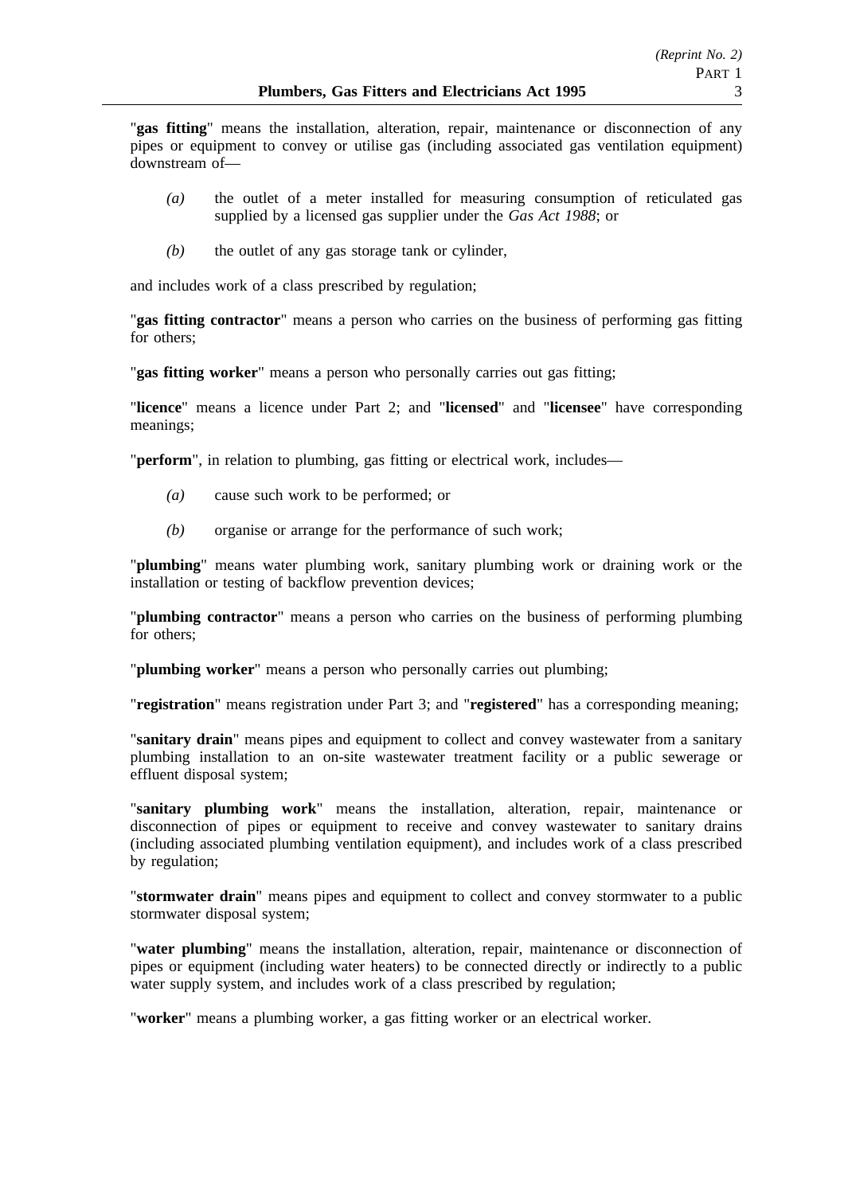"**gas fitting**" means the installation, alteration, repair, maintenance or disconnection of any pipes or equipment to convey or utilise gas (including associated gas ventilation equipment) downstream of—

*(a)* the outlet of a meter installed for measuring consumption of reticulated gas supplied by a licensed gas supplier under the *Gas Act 1988*; or

*(b)* the outlet of any gas storage tank or cylinder,

and includes work of a class prescribed by regulation;

"**gas fitting contractor**" means a person who carries on the business of performing gas fitting for others;

"**gas fitting worker**" means a person who personally carries out gas fitting;

"**licence**" means a licence under Part 2; and "**licensed**" and "**licensee**" have corresponding meanings;

"**perform**", in relation to plumbing, gas fitting or electrical work, includes—

*(a)* cause such work to be performed; or

*(b)* organise or arrange for the performance of such work;

"**plumbing**" means water plumbing work, sanitary plumbing work or draining work or the installation or testing of backflow prevention devices;

"**plumbing contractor**" means a person who carries on the business of performing plumbing for others;

"**plumbing worker**" means a person who personally carries out plumbing;

"**registration**" means registration under Part 3; and "**registered**" has a corresponding meaning;

"**sanitary drain**" means pipes and equipment to collect and convey wastewater from a sanitary plumbing installation to an on-site wastewater treatment facility or a public sewerage or effluent disposal system;

"**sanitary plumbing work**" means the installation, alteration, repair, maintenance or disconnection of pipes or equipment to receive and convey wastewater to sanitary drains (including associated plumbing ventilation equipment), and includes work of a class prescribed by regulation;

"**stormwater drain**" means pipes and equipment to collect and convey stormwater to a public stormwater disposal system;

"**water plumbing**" means the installation, alteration, repair, maintenance or disconnection of pipes or equipment (including water heaters) to be connected directly or indirectly to a public water supply system, and includes work of a class prescribed by regulation;

"**worker**" means a plumbing worker, a gas fitting worker or an electrical worker.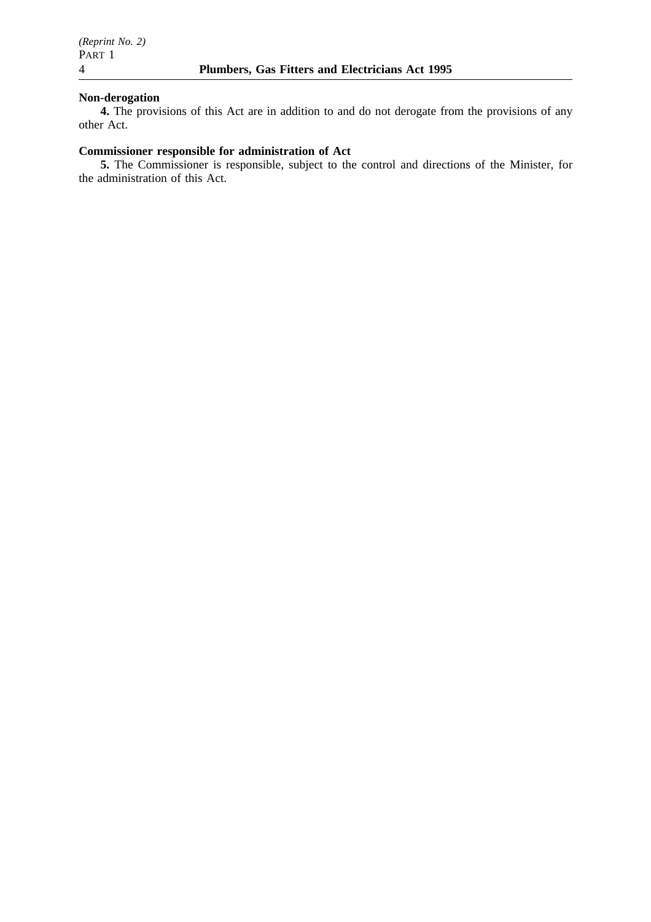**Non-derogation**

**4.** The provisions of this Act are in addition to and do not derogate from the provisions of any other Act.

**Commissioner responsible for administration of Act**

**5.** The Commissioner is responsible, subject to the control and directions of the Minister, for the administration of this Act.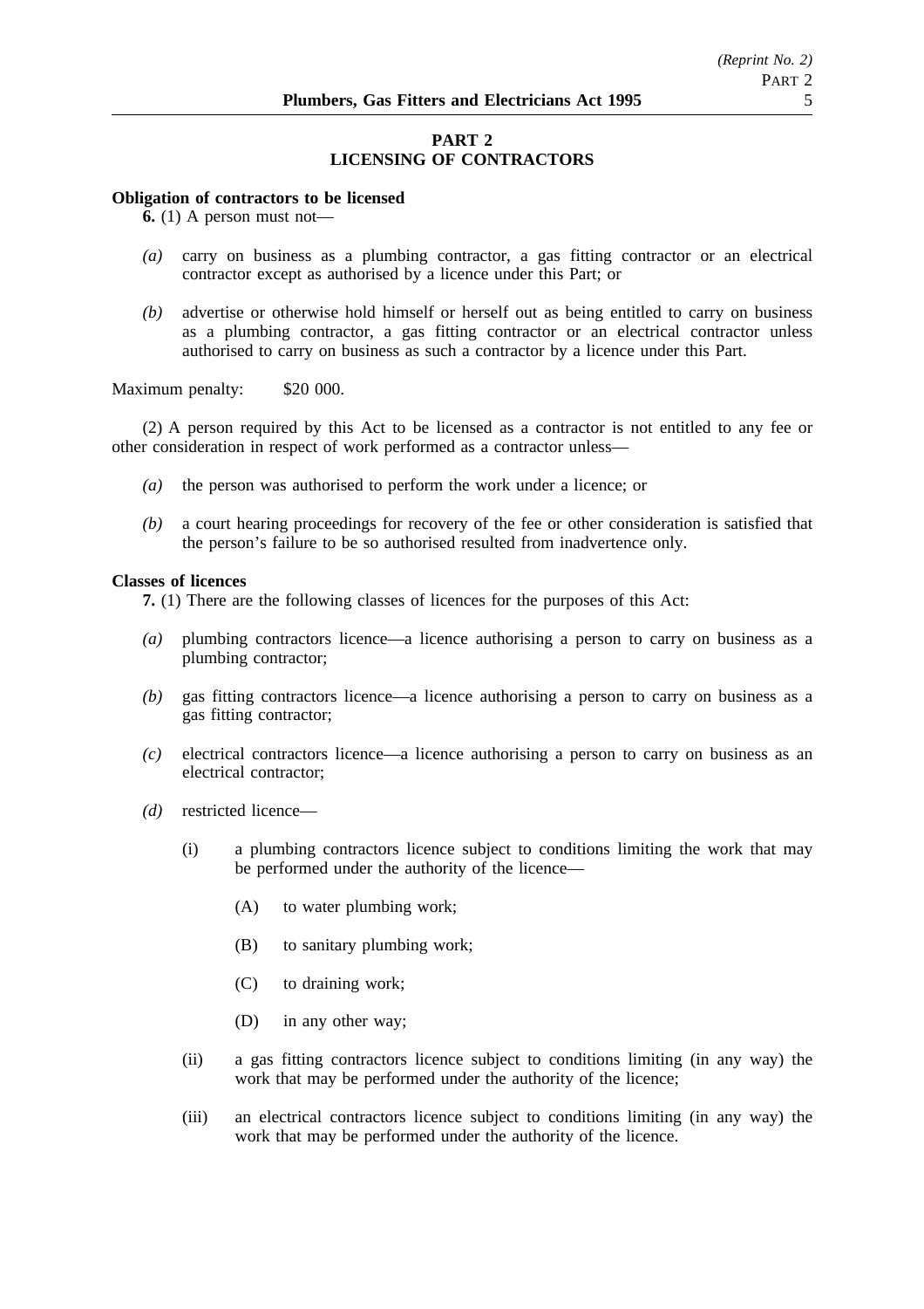## PART 2
## LICENSING OF CONTRACTORS

**Obligation of contractors to be licensed**

**6.** (1) A person must not—

*(a)* carry on business as a plumbing contractor, a gas fitting contractor or an electrical contractor except as authorised by a licence under this Part; or

*(b)* advertise or otherwise hold himself or herself out as being entitled to carry on business as a plumbing contractor, a gas fitting contractor or an electrical contractor unless authorised to carry on business as such a contractor by a licence under this Part.

Maximum penalty: $20 000.

(2) A person required by this Act to be licensed as a contractor is not entitled to any fee or other consideration in respect of work performed as a contractor unless—

*(a)* the person was authorised to perform the work under a licence; or

*(b)* a court hearing proceedings for recovery of the fee or other consideration is satisfied that the person's failure to be so authorised resulted from inadvertence only.

**Classes of licences**

**7.** (1) There are the following classes of licences for the purposes of this Act:

*(a)* plumbing contractors licence—a licence authorising a person to carry on business as a plumbing contractor;

*(b)* gas fitting contractors licence—a licence authorising a person to carry on business as a gas fitting contractor;

*(c)* electrical contractors licence—a licence authorising a person to carry on business as an electrical contractor;

*(d)* restricted licence—

(i) a plumbing contractors licence subject to conditions limiting the work that may be performed under the authority of the licence—

(A) to water plumbing work;

(B) to sanitary plumbing work;

(C) to draining work;

(D) in any other way;

(ii) a gas fitting contractors licence subject to conditions limiting (in any way) the work that may be performed under the authority of the licence;

(iii) an electrical contractors licence subject to conditions limiting (in any way) the work that may be performed under the authority of the licence.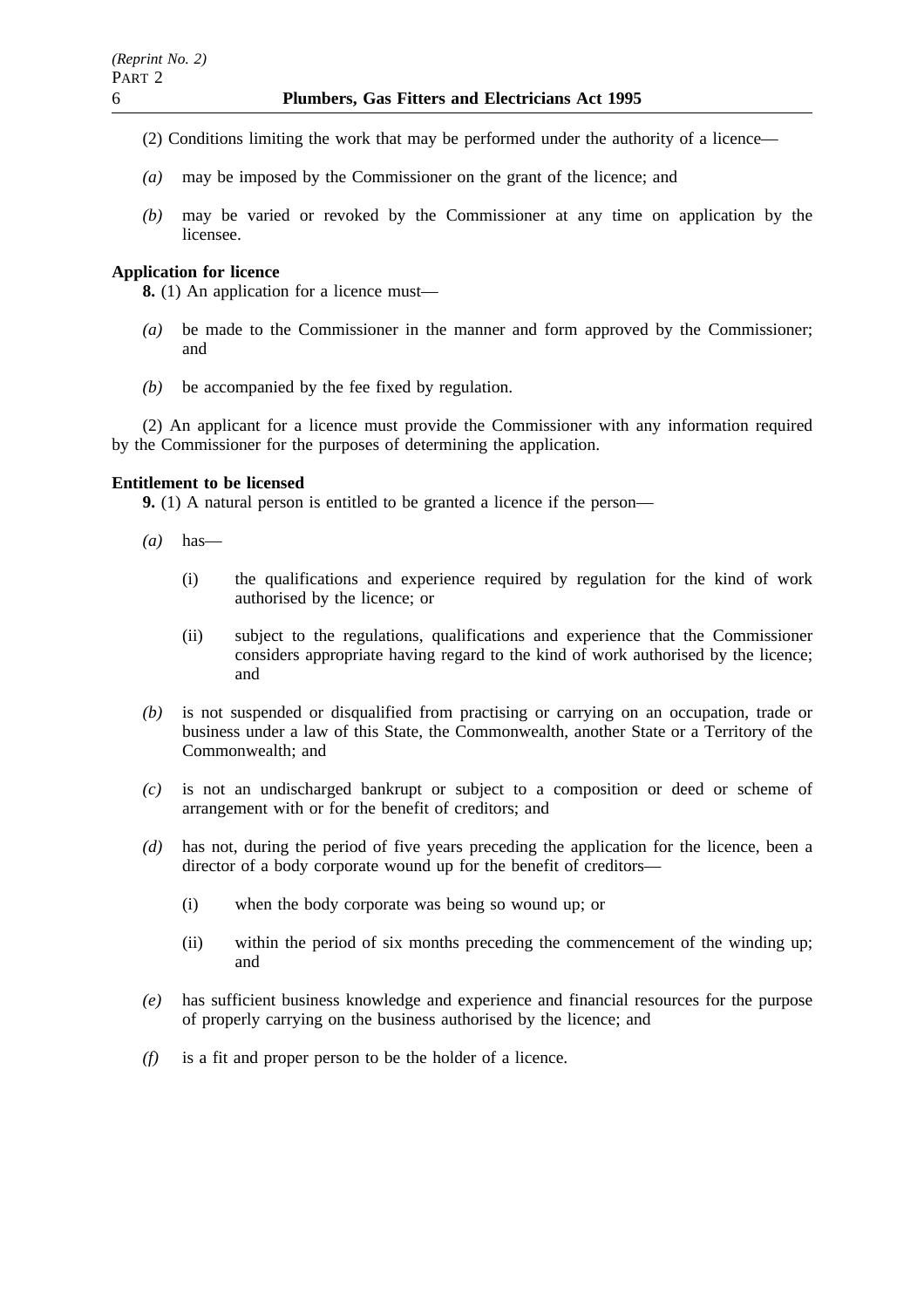(2) Conditions limiting the work that may be performed under the authority of a licence—

*(a)* may be imposed by the Commissioner on the grant of the licence; and

*(b)* may be varied or revoked by the Commissioner at any time on application by the licensee.

**Application for licence**

**8.** (1) An application for a licence must—

*(a)* be made to the Commissioner in the manner and form approved by the Commissioner; and

*(b)* be accompanied by the fee fixed by regulation.

(2) An applicant for a licence must provide the Commissioner with any information required by the Commissioner for the purposes of determining the application.

**Entitlement to be licensed**

**9.** (1) A natural person is entitled to be granted a licence if the person—

*(a)* has—

(i) the qualifications and experience required by regulation for the kind of work authorised by the licence; or

(ii) subject to the regulations, qualifications and experience that the Commissioner considers appropriate having regard to the kind of work authorised by the licence; and

*(b)* is not suspended or disqualified from practising or carrying on an occupation, trade or business under a law of this State, the Commonwealth, another State or a Territory of the Commonwealth; and

*(c)* is not an undischarged bankrupt or subject to a composition or deed or scheme of arrangement with or for the benefit of creditors; and

*(d)* has not, during the period of five years preceding the application for the licence, been a director of a body corporate wound up for the benefit of creditors—

(i) when the body corporate was being so wound up; or

(ii) within the period of six months preceding the commencement of the winding up; and

*(e)* has sufficient business knowledge and experience and financial resources for the purpose of properly carrying on the business authorised by the licence; and

*(f)* is a fit and proper person to be the holder of a licence.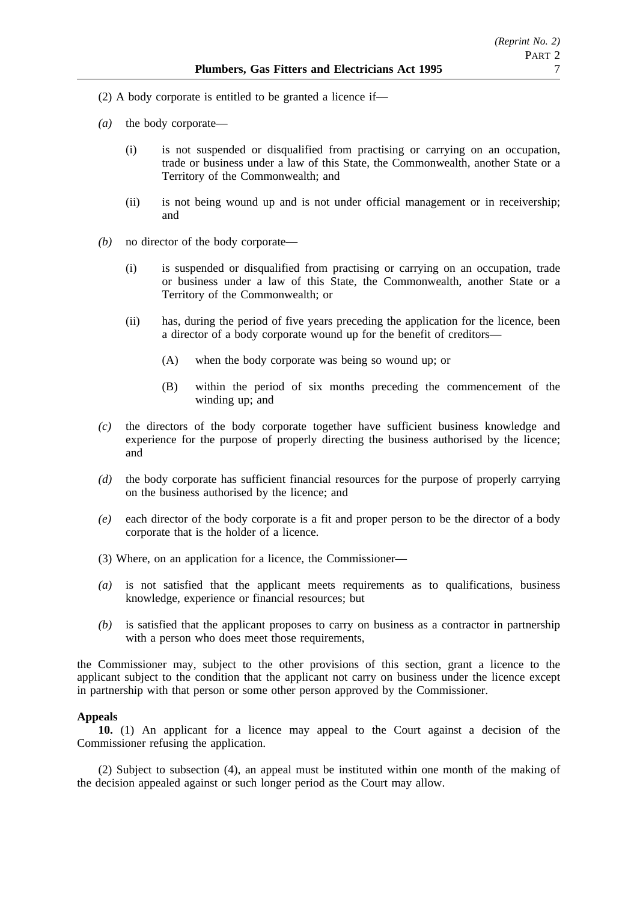(2) A body corporate is entitled to be granted a licence if—

*(a)* the body corporate—

   (i) is not suspended or disqualified from practising or carrying on an occupation, trade or business under a law of this State, the Commonwealth, another State or a Territory of the Commonwealth; and

   (ii) is not being wound up and is not under official management or in receivership; and

*(b)* no director of the body corporate—

   (i) is suspended or disqualified from practising or carrying on an occupation, trade or business under a law of this State, the Commonwealth, another State or a Territory of the Commonwealth; or

   (ii) has, during the period of five years preceding the application for the licence, been a director of a body corporate wound up for the benefit of creditors—

      (A) when the body corporate was being so wound up; or

      (B) within the period of six months preceding the commencement of the winding up; and

*(c)* the directors of the body corporate together have sufficient business knowledge and experience for the purpose of properly directing the business authorised by the licence; and

*(d)* the body corporate has sufficient financial resources for the purpose of properly carrying on the business authorised by the licence; and

*(e)* each director of the body corporate is a fit and proper person to be the director of a body corporate that is the holder of a licence.

(3) Where, on an application for a licence, the Commissioner—

*(a)* is not satisfied that the applicant meets requirements as to qualifications, business knowledge, experience or financial resources; but

*(b)* is satisfied that the applicant proposes to carry on business as a contractor in partnership with a person who does meet those requirements,

the Commissioner may, subject to the other provisions of this section, grant a licence to the applicant subject to the condition that the applicant not carry on business under the licence except in partnership with that person or some other person approved by the Commissioner.

**Appeals**

**10.** (1) An applicant for a licence may appeal to the Court against a decision of the Commissioner refusing the application.

(2) Subject to subsection (4), an appeal must be instituted within one month of the making of the decision appealed against or such longer period as the Court may allow.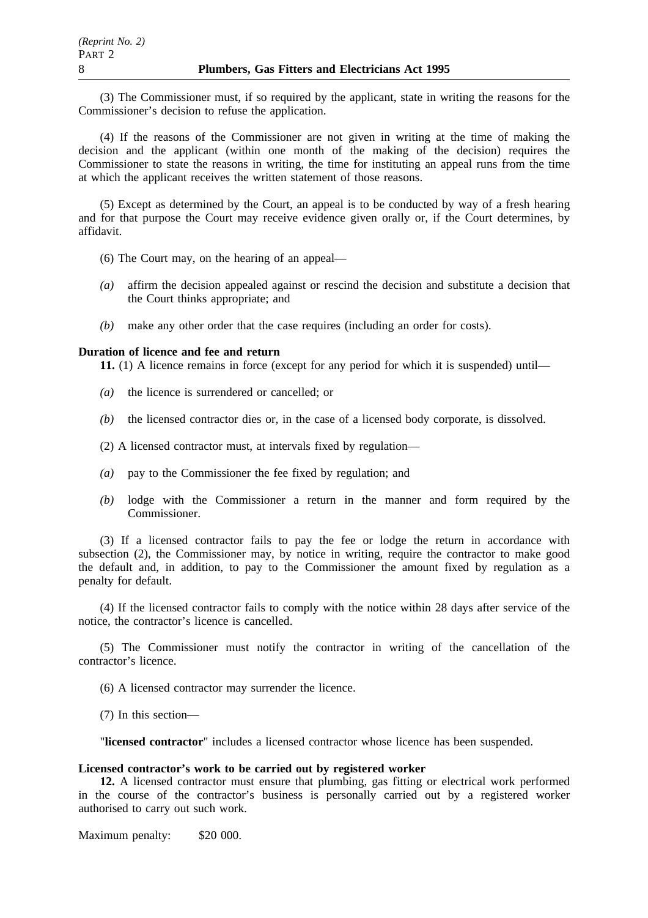(3) The Commissioner must, if so required by the applicant, state in writing the reasons for the Commissioner's decision to refuse the application.

(4) If the reasons of the Commissioner are not given in writing at the time of making the decision and the applicant (within one month of the making of the decision) requires the Commissioner to state the reasons in writing, the time for instituting an appeal runs from the time at which the applicant receives the written statement of those reasons.

(5) Except as determined by the Court, an appeal is to be conducted by way of a fresh hearing and for that purpose the Court may receive evidence given orally or, if the Court determines, by affidavit.

(6) The Court may, on the hearing of an appeal—

*(a)* affirm the decision appealed against or rescind the decision and substitute a decision that the Court thinks appropriate; and

*(b)* make any other order that the case requires (including an order for costs).

**Duration of licence and fee and return**

**11.** (1) A licence remains in force (except for any period for which it is suspended) until—

*(a)* the licence is surrendered or cancelled; or

*(b)* the licensed contractor dies or, in the case of a licensed body corporate, is dissolved.

(2) A licensed contractor must, at intervals fixed by regulation—

*(a)* pay to the Commissioner the fee fixed by regulation; and

*(b)* lodge with the Commissioner a return in the manner and form required by the Commissioner.

(3) If a licensed contractor fails to pay the fee or lodge the return in accordance with subsection (2), the Commissioner may, by notice in writing, require the contractor to make good the default and, in addition, to pay to the Commissioner the amount fixed by regulation as a penalty for default.

(4) If the licensed contractor fails to comply with the notice within 28 days after service of the notice, the contractor's licence is cancelled.

(5) The Commissioner must notify the contractor in writing of the cancellation of the contractor's licence.

(6) A licensed contractor may surrender the licence.

(7) In this section—

"**licensed contractor**" includes a licensed contractor whose licence has been suspended.

**Licensed contractor's work to be carried out by registered worker**

**12.** A licensed contractor must ensure that plumbing, gas fitting or electrical work performed in the course of the contractor's business is personally carried out by a registered worker authorised to carry out such work.

Maximum penalty: $20 000.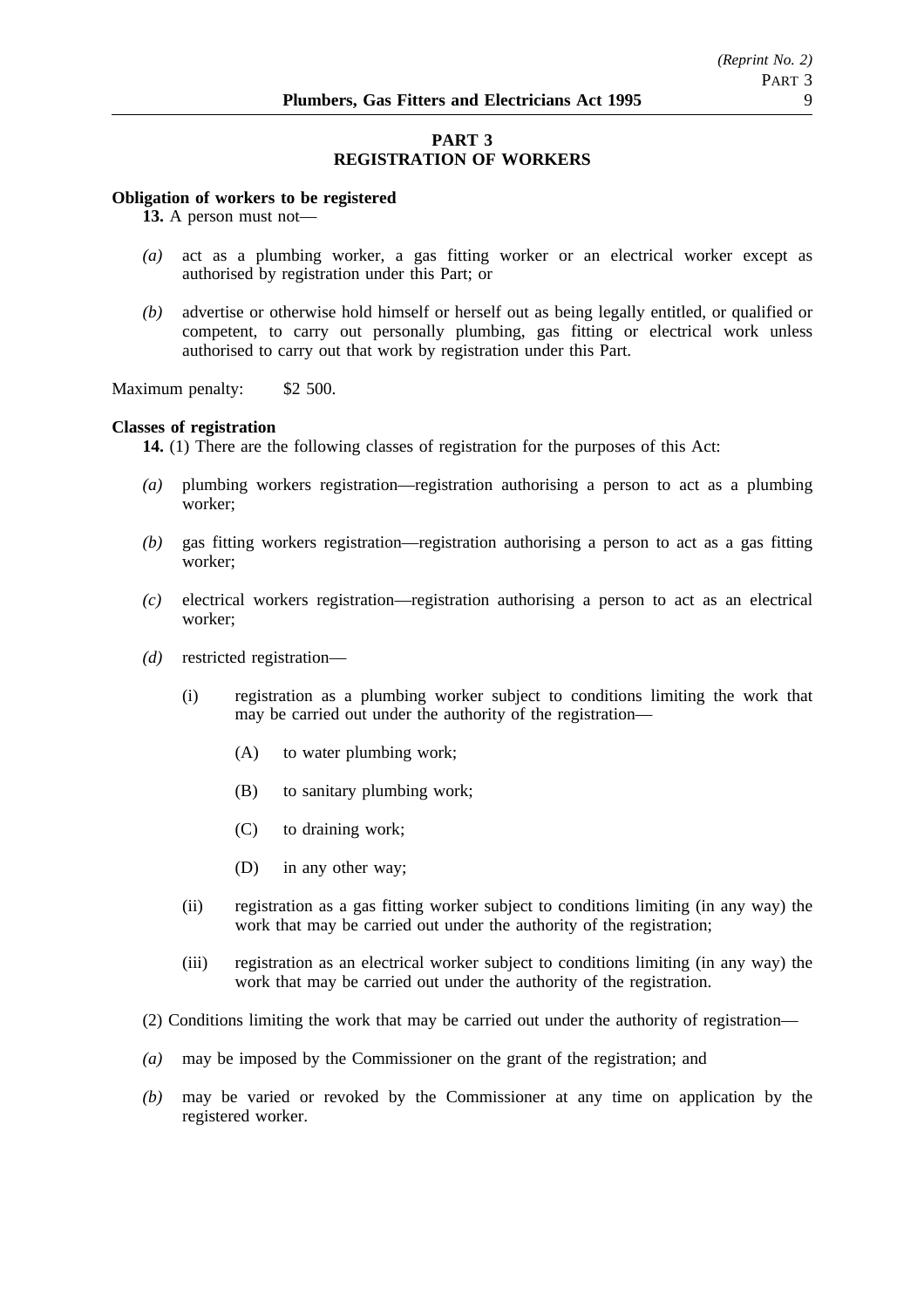## PART 3
## REGISTRATION OF WORKERS

**Obligation of workers to be registered**

**13.** A person must not—

*(a)* act as a plumbing worker, a gas fitting worker or an electrical worker except as authorised by registration under this Part; or

*(b)* advertise or otherwise hold himself or herself out as being legally entitled, or qualified or competent, to carry out personally plumbing, gas fitting or electrical work unless authorised to carry out that work by registration under this Part.

Maximum penalty: $2 500.

**Classes of registration**

**14.** (1) There are the following classes of registration for the purposes of this Act:

*(a)* plumbing workers registration—registration authorising a person to act as a plumbing worker;

*(b)* gas fitting workers registration—registration authorising a person to act as a gas fitting worker;

*(c)* electrical workers registration—registration authorising a person to act as an electrical worker;

*(d)* restricted registration—

(i) registration as a plumbing worker subject to conditions limiting the work that may be carried out under the authority of the registration—

(A) to water plumbing work;

(B) to sanitary plumbing work;

(C) to draining work;

(D) in any other way;

(ii) registration as a gas fitting worker subject to conditions limiting (in any way) the work that may be carried out under the authority of the registration;

(iii) registration as an electrical worker subject to conditions limiting (in any way) the work that may be carried out under the authority of the registration.

(2) Conditions limiting the work that may be carried out under the authority of registration—

*(a)* may be imposed by the Commissioner on the grant of the registration; and

*(b)* may be varied or revoked by the Commissioner at any time on application by the registered worker.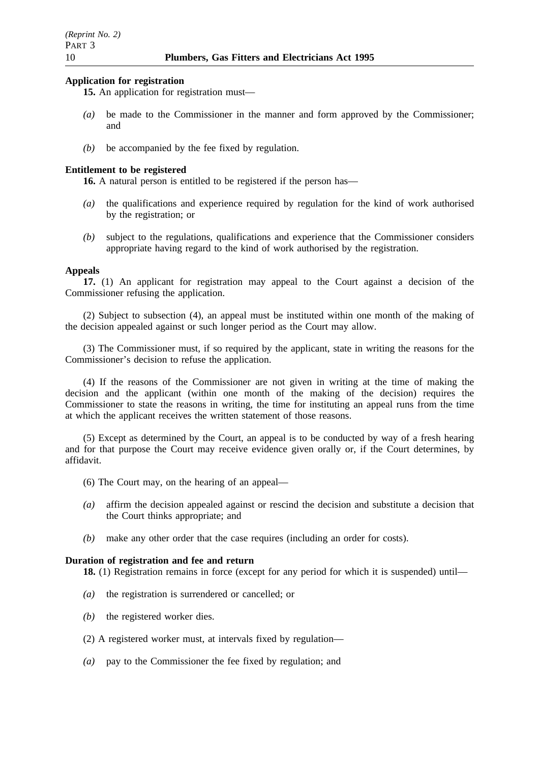**Application for registration**

**15.** An application for registration must—

*(a)* be made to the Commissioner in the manner and form approved by the Commissioner; and

*(b)* be accompanied by the fee fixed by regulation.

**Entitlement to be registered**

**16.** A natural person is entitled to be registered if the person has—

*(a)* the qualifications and experience required by regulation for the kind of work authorised by the registration; or

*(b)* subject to the regulations, qualifications and experience that the Commissioner considers appropriate having regard to the kind of work authorised by the registration.

**Appeals**

**17.** (1) An applicant for registration may appeal to the Court against a decision of the Commissioner refusing the application.

(2) Subject to subsection (4), an appeal must be instituted within one month of the making of the decision appealed against or such longer period as the Court may allow.

(3) The Commissioner must, if so required by the applicant, state in writing the reasons for the Commissioner's decision to refuse the application.

(4) If the reasons of the Commissioner are not given in writing at the time of making the decision and the applicant (within one month of the making of the decision) requires the Commissioner to state the reasons in writing, the time for instituting an appeal runs from the time at which the applicant receives the written statement of those reasons.

(5) Except as determined by the Court, an appeal is to be conducted by way of a fresh hearing and for that purpose the Court may receive evidence given orally or, if the Court determines, by affidavit.

(6) The Court may, on the hearing of an appeal—

*(a)* affirm the decision appealed against or rescind the decision and substitute a decision that the Court thinks appropriate; and

*(b)* make any other order that the case requires (including an order for costs).

**Duration of registration and fee and return**

**18.** (1) Registration remains in force (except for any period for which it is suspended) until—

*(a)* the registration is surrendered or cancelled; or

*(b)* the registered worker dies.

(2) A registered worker must, at intervals fixed by regulation—

*(a)* pay to the Commissioner the fee fixed by regulation; and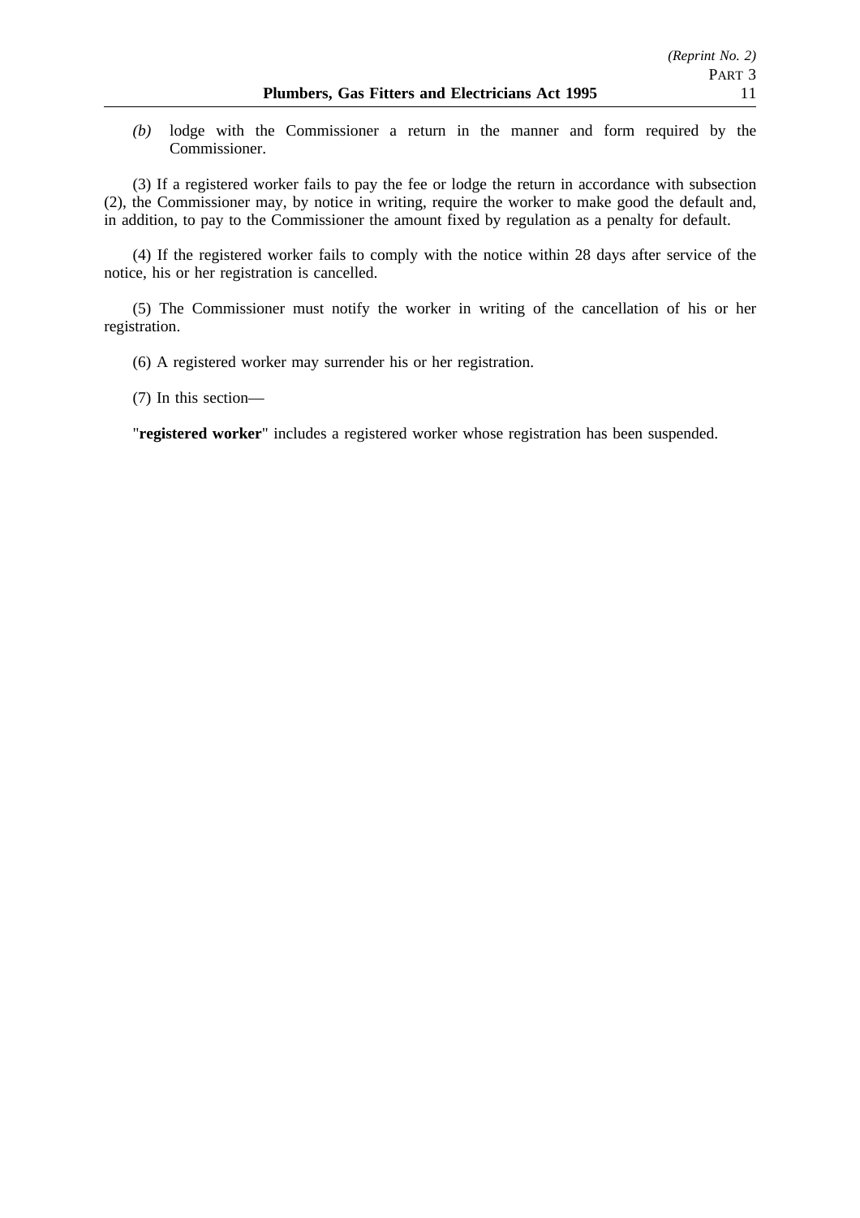*(b)* lodge with the Commissioner a return in the manner and form required by the Commissioner.

(3) If a registered worker fails to pay the fee or lodge the return in accordance with subsection (2), the Commissioner may, by notice in writing, require the worker to make good the default and, in addition, to pay to the Commissioner the amount fixed by regulation as a penalty for default.

(4) If the registered worker fails to comply with the notice within 28 days after service of the notice, his or her registration is cancelled.

(5) The Commissioner must notify the worker in writing of the cancellation of his or her registration.

(6) A registered worker may surrender his or her registration.

(7) In this section—

"**registered worker**" includes a registered worker whose registration has been suspended.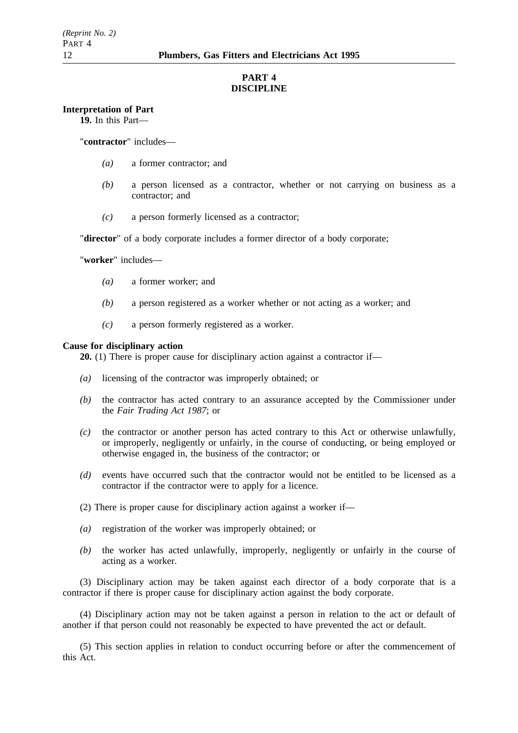## PART 4
## DISCIPLINE

**Interpretation of Part**

**19.** In this Part—

"**contractor**" includes—

*(a)* a former contractor; and

*(b)* a person licensed as a contractor, whether or not carrying on business as a contractor; and

*(c)* a person formerly licensed as a contractor;

"**director**" of a body corporate includes a former director of a body corporate;

"**worker**" includes—

*(a)* a former worker; and

*(b)* a person registered as a worker whether or not acting as a worker; and

*(c)* a person formerly registered as a worker.

**Cause for disciplinary action**

**20.** (1) There is proper cause for disciplinary action against a contractor if—

*(a)* licensing of the contractor was improperly obtained; or

*(b)* the contractor has acted contrary to an assurance accepted by the Commissioner under the *Fair Trading Act 1987*; or

*(c)* the contractor or another person has acted contrary to this Act or otherwise unlawfully, or improperly, negligently or unfairly, in the course of conducting, or being employed or otherwise engaged in, the business of the contractor; or

*(d)* events have occurred such that the contractor would not be entitled to be licensed as a contractor if the contractor were to apply for a licence.

(2) There is proper cause for disciplinary action against a worker if—

*(a)* registration of the worker was improperly obtained; or

*(b)* the worker has acted unlawfully, improperly, negligently or unfairly in the course of acting as a worker.

(3) Disciplinary action may be taken against each director of a body corporate that is a contractor if there is proper cause for disciplinary action against the body corporate.

(4) Disciplinary action may not be taken against a person in relation to the act or default of another if that person could not reasonably be expected to have prevented the act or default.

(5) This section applies in relation to conduct occurring before or after the commencement of this Act.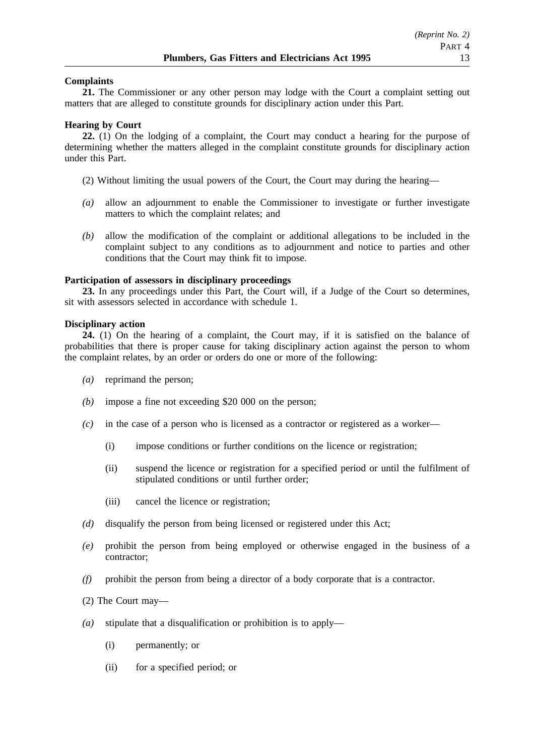**Complaints**

**21.** The Commissioner or any other person may lodge with the Court a complaint setting out matters that are alleged to constitute grounds for disciplinary action under this Part.

**Hearing by Court**

**22.** (1) On the lodging of a complaint, the Court may conduct a hearing for the purpose of determining whether the matters alleged in the complaint constitute grounds for disciplinary action under this Part.

(2) Without limiting the usual powers of the Court, the Court may during the hearing—

*(a)* allow an adjournment to enable the Commissioner to investigate or further investigate matters to which the complaint relates; and

*(b)* allow the modification of the complaint or additional allegations to be included in the complaint subject to any conditions as to adjournment and notice to parties and other conditions that the Court may think fit to impose.

**Participation of assessors in disciplinary proceedings**

**23.** In any proceedings under this Part, the Court will, if a Judge of the Court so determines, sit with assessors selected in accordance with schedule 1.

**Disciplinary action**

**24.** (1) On the hearing of a complaint, the Court may, if it is satisfied on the balance of probabilities that there is proper cause for taking disciplinary action against the person to whom the complaint relates, by an order or orders do one or more of the following:

*(a)* reprimand the person;

*(b)* impose a fine not exceeding $20 000 on the person;

*(c)* in the case of a person who is licensed as a contractor or registered as a worker—

(i) impose conditions or further conditions on the licence or registration;

(ii) suspend the licence or registration for a specified period or until the fulfilment of stipulated conditions or until further order;

(iii) cancel the licence or registration;

*(d)* disqualify the person from being licensed or registered under this Act;

*(e)* prohibit the person from being employed or otherwise engaged in the business of a contractor;

*(f)* prohibit the person from being a director of a body corporate that is a contractor.

(2) The Court may—

*(a)* stipulate that a disqualification or prohibition is to apply—

(i) permanently; or

(ii) for a specified period; or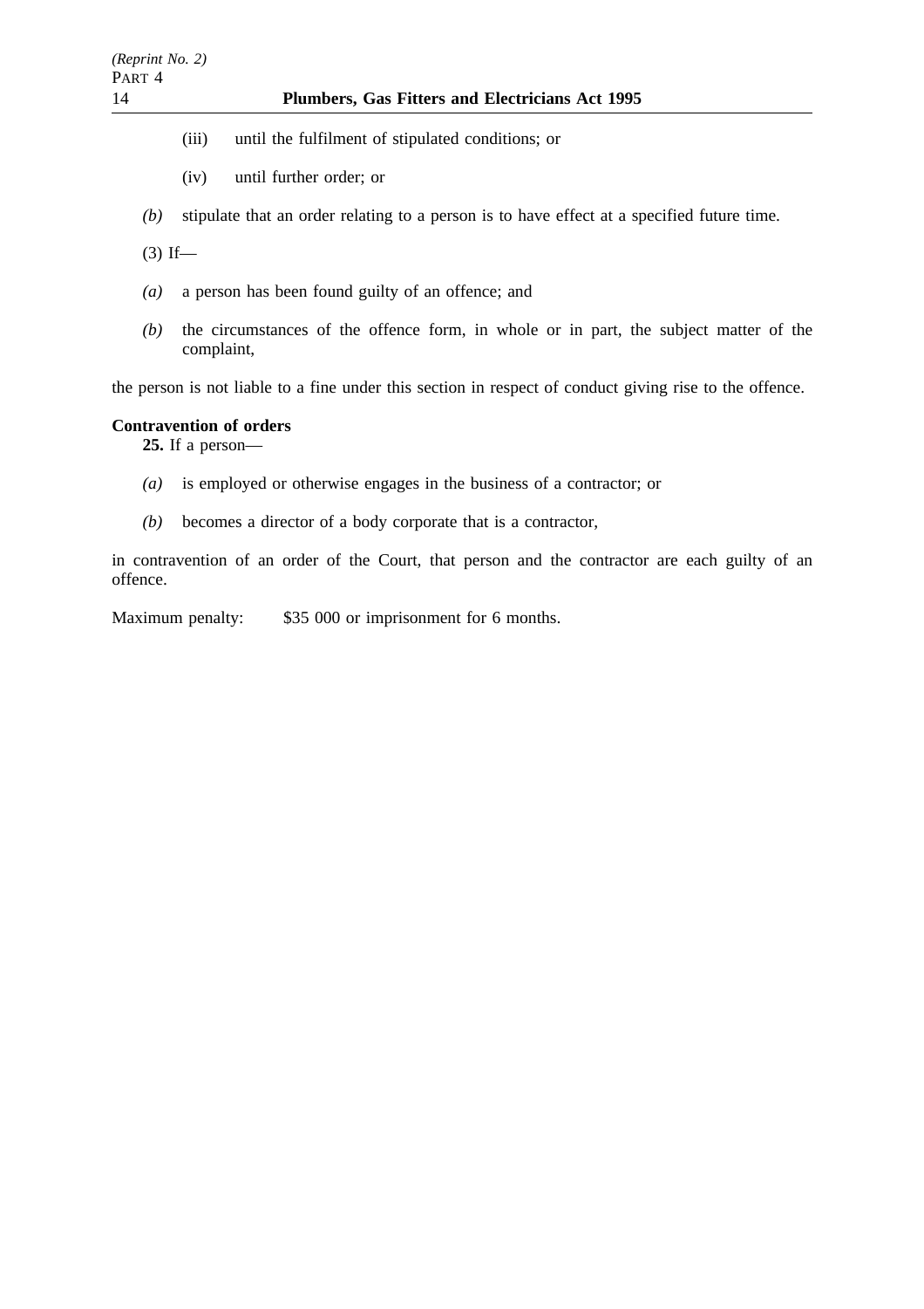(iii) until the fulfilment of stipulated conditions; or

(iv) until further order; or

*(b)* stipulate that an order relating to a person is to have effect at a specified future time.

(3) If—

*(a)* a person has been found guilty of an offence; and

*(b)* the circumstances of the offence form, in whole or in part, the subject matter of the complaint,

the person is not liable to a fine under this section in respect of conduct giving rise to the offence.

**Contravention of orders**

**25.** If a person—

*(a)* is employed or otherwise engages in the business of a contractor; or

*(b)* becomes a director of a body corporate that is a contractor,

in contravention of an order of the Court, that person and the contractor are each guilty of an offence.

Maximum penalty: $35 000 or imprisonment for 6 months.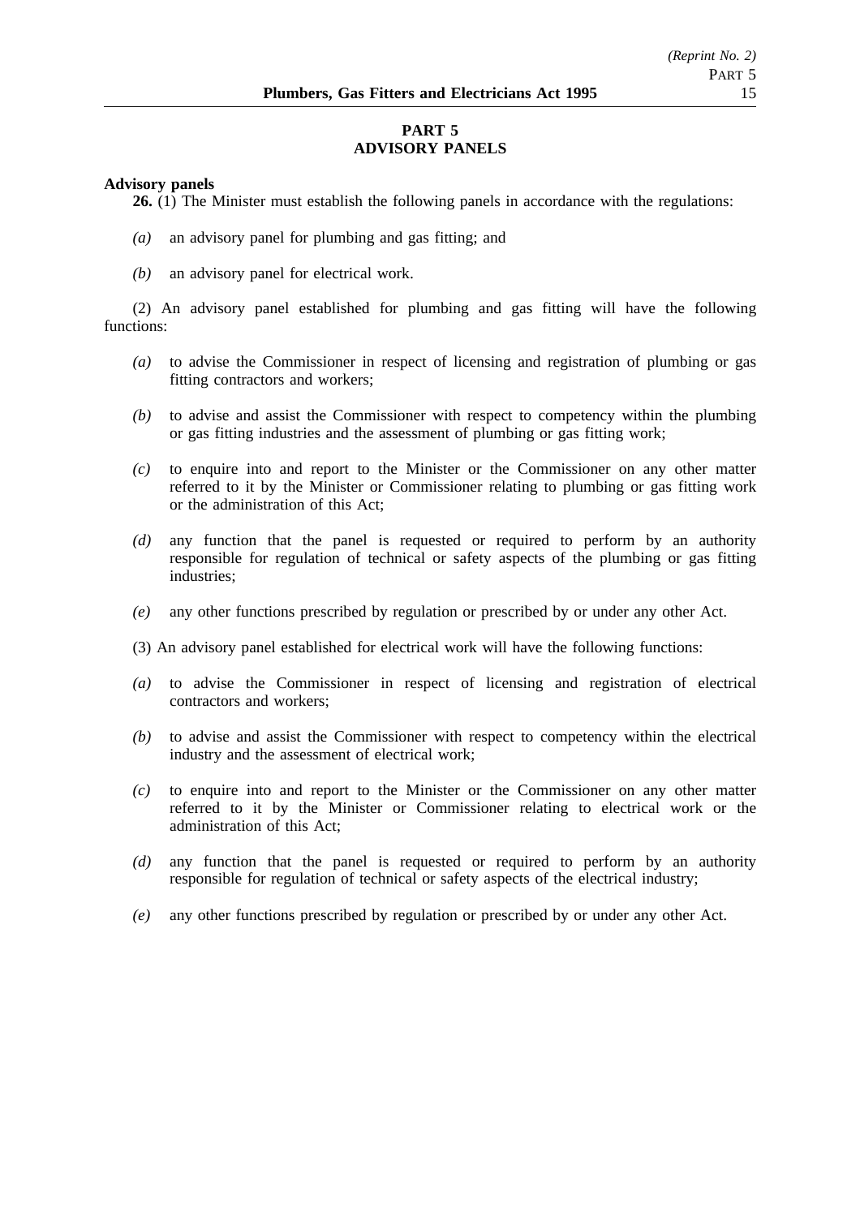## PART 5
## ADVISORY PANELS

**Advisory panels**

**26.** (1) The Minister must establish the following panels in accordance with the regulations:

*(a)* an advisory panel for plumbing and gas fitting; and

*(b)* an advisory panel for electrical work.

(2) An advisory panel established for plumbing and gas fitting will have the following functions:

*(a)* to advise the Commissioner in respect of licensing and registration of plumbing or gas fitting contractors and workers;

*(b)* to advise and assist the Commissioner with respect to competency within the plumbing or gas fitting industries and the assessment of plumbing or gas fitting work;

*(c)* to enquire into and report to the Minister or the Commissioner on any other matter referred to it by the Minister or Commissioner relating to plumbing or gas fitting work or the administration of this Act;

*(d)* any function that the panel is requested or required to perform by an authority responsible for regulation of technical or safety aspects of the plumbing or gas fitting industries;

*(e)* any other functions prescribed by regulation or prescribed by or under any other Act.

(3) An advisory panel established for electrical work will have the following functions:

*(a)* to advise the Commissioner in respect of licensing and registration of electrical contractors and workers;

*(b)* to advise and assist the Commissioner with respect to competency within the electrical industry and the assessment of electrical work;

*(c)* to enquire into and report to the Minister or the Commissioner on any other matter referred to it by the Minister or Commissioner relating to electrical work or the administration of this Act;

*(d)* any function that the panel is requested or required to perform by an authority responsible for regulation of technical or safety aspects of the electrical industry;

*(e)* any other functions prescribed by regulation or prescribed by or under any other Act.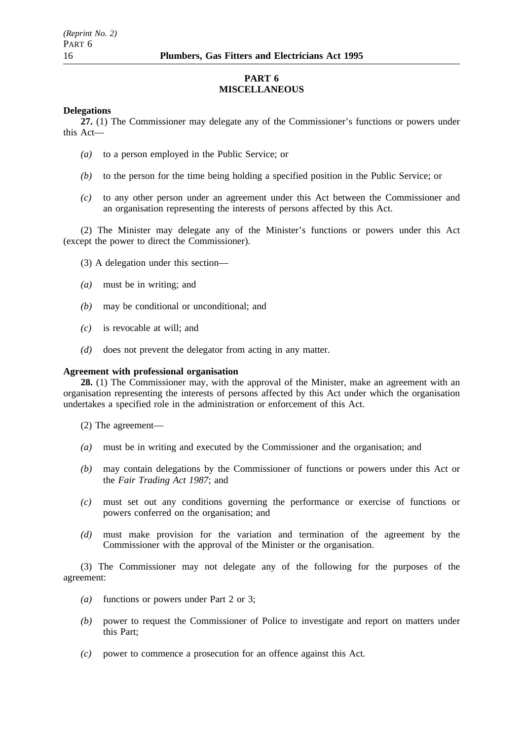## PART 6
## MISCELLANEOUS

**Delegations**

**27.** (1) The Commissioner may delegate any of the Commissioner's functions or powers under this Act—

*(a)* to a person employed in the Public Service; or

*(b)* to the person for the time being holding a specified position in the Public Service; or

*(c)* to any other person under an agreement under this Act between the Commissioner and an organisation representing the interests of persons affected by this Act.

(2) The Minister may delegate any of the Minister's functions or powers under this Act (except the power to direct the Commissioner).

(3) A delegation under this section—

*(a)* must be in writing; and

*(b)* may be conditional or unconditional; and

*(c)* is revocable at will; and

*(d)* does not prevent the delegator from acting in any matter.

**Agreement with professional organisation**

**28.** (1) The Commissioner may, with the approval of the Minister, make an agreement with an organisation representing the interests of persons affected by this Act under which the organisation undertakes a specified role in the administration or enforcement of this Act.

(2) The agreement—

*(a)* must be in writing and executed by the Commissioner and the organisation; and

*(b)* may contain delegations by the Commissioner of functions or powers under this Act or the *Fair Trading Act 1987*; and

*(c)* must set out any conditions governing the performance or exercise of functions or powers conferred on the organisation; and

*(d)* must make provision for the variation and termination of the agreement by the Commissioner with the approval of the Minister or the organisation.

(3) The Commissioner may not delegate any of the following for the purposes of the agreement:

*(a)* functions or powers under Part 2 or 3;

*(b)* power to request the Commissioner of Police to investigate and report on matters under this Part;

*(c)* power to commence a prosecution for an offence against this Act.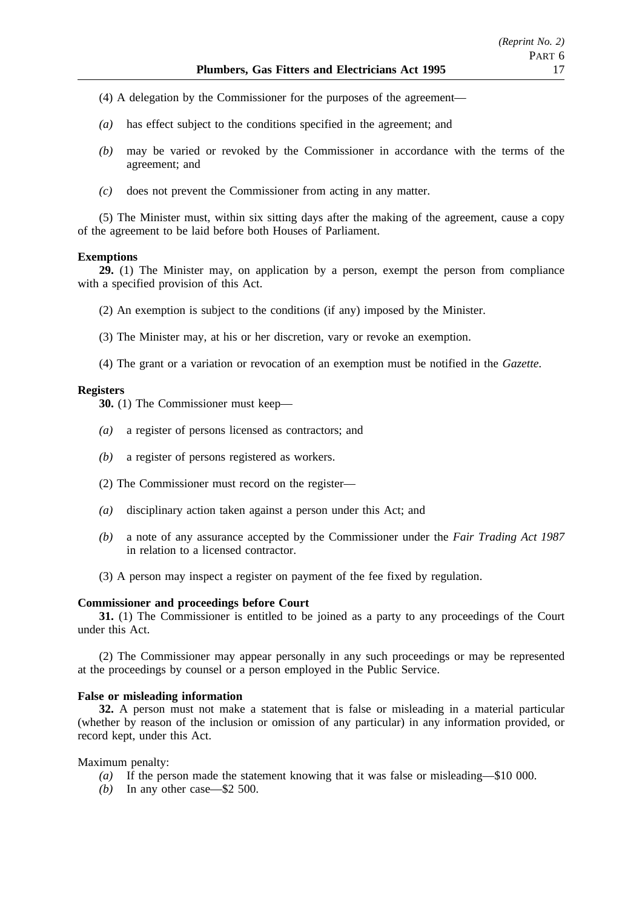(4) A delegation by the Commissioner for the purposes of the agreement—

*(a)* has effect subject to the conditions specified in the agreement; and

*(b)* may be varied or revoked by the Commissioner in accordance with the terms of the agreement; and

*(c)* does not prevent the Commissioner from acting in any matter.

(5) The Minister must, within six sitting days after the making of the agreement, cause a copy of the agreement to be laid before both Houses of Parliament.

**Exemptions**

**29.** (1) The Minister may, on application by a person, exempt the person from compliance with a specified provision of this Act.

(2) An exemption is subject to the conditions (if any) imposed by the Minister.

(3) The Minister may, at his or her discretion, vary or revoke an exemption.

(4) The grant or a variation or revocation of an exemption must be notified in the *Gazette*.

**Registers**

**30.** (1) The Commissioner must keep—

*(a)* a register of persons licensed as contractors; and

*(b)* a register of persons registered as workers.

(2) The Commissioner must record on the register—

*(a)* disciplinary action taken against a person under this Act; and

*(b)* a note of any assurance accepted by the Commissioner under the *Fair Trading Act 1987* in relation to a licensed contractor.

(3) A person may inspect a register on payment of the fee fixed by regulation.

**Commissioner and proceedings before Court**

**31.** (1) The Commissioner is entitled to be joined as a party to any proceedings of the Court under this Act.

(2) The Commissioner may appear personally in any such proceedings or may be represented at the proceedings by counsel or a person employed in the Public Service.

**False or misleading information**

**32.** A person must not make a statement that is false or misleading in a material particular (whether by reason of the inclusion or omission of any particular) in any information provided, or record kept, under this Act.

Maximum penalty:

*(a)* If the person made the statement knowing that it was false or misleading—$10 000.

*(b)* In any other case—$2 500.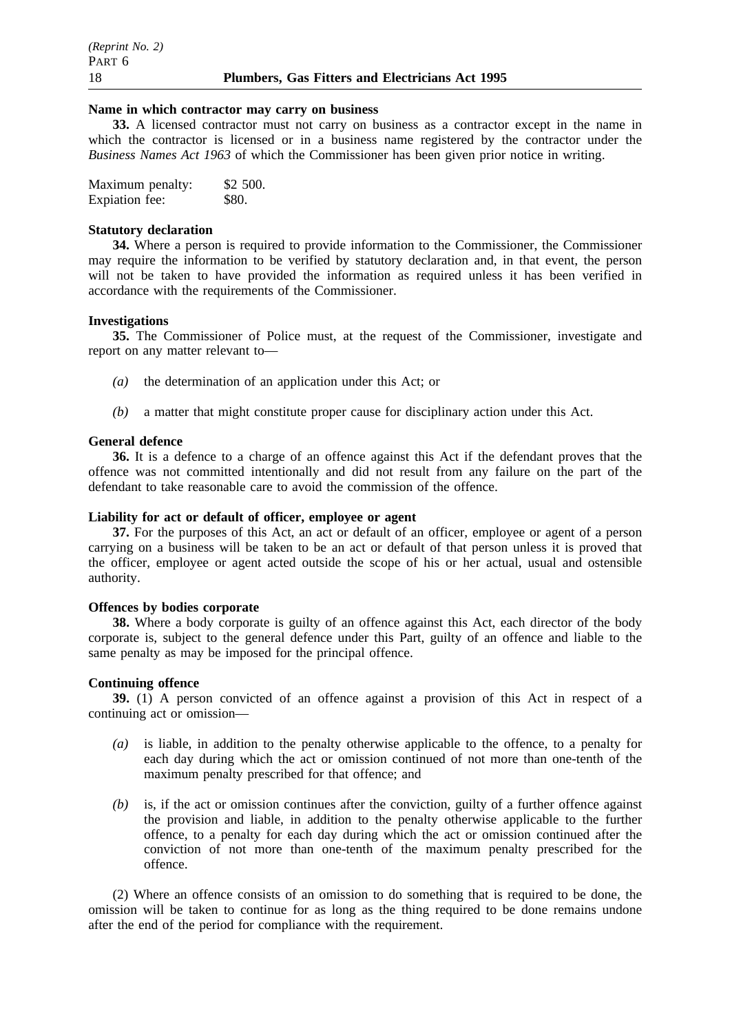**Name in which contractor may carry on business**

**33.** A licensed contractor must not carry on business as a contractor except in the name in which the contractor is licensed or in a business name registered by the contractor under the *Business Names Act 1963* of which the Commissioner has been given prior notice in writing.

| Maximum penalty: | $2 500. |
|---|---|
| Expiation fee: | $80. |

**Statutory declaration**

**34.** Where a person is required to provide information to the Commissioner, the Commissioner may require the information to be verified by statutory declaration and, in that event, the person will not be taken to have provided the information as required unless it has been verified in accordance with the requirements of the Commissioner.

**Investigations**

**35.** The Commissioner of Police must, at the request of the Commissioner, investigate and report on any matter relevant to—

*(a)* the determination of an application under this Act; or

*(b)* a matter that might constitute proper cause for disciplinary action under this Act.

**General defence**

**36.** It is a defence to a charge of an offence against this Act if the defendant proves that the offence was not committed intentionally and did not result from any failure on the part of the defendant to take reasonable care to avoid the commission of the offence.

**Liability for act or default of officer, employee or agent**

**37.** For the purposes of this Act, an act or default of an officer, employee or agent of a person carrying on a business will be taken to be an act or default of that person unless it is proved that the officer, employee or agent acted outside the scope of his or her actual, usual and ostensible authority.

**Offences by bodies corporate**

**38.** Where a body corporate is guilty of an offence against this Act, each director of the body corporate is, subject to the general defence under this Part, guilty of an offence and liable to the same penalty as may be imposed for the principal offence.

**Continuing offence**

**39.** (1) A person convicted of an offence against a provision of this Act in respect of a continuing act or omission—

*(a)* is liable, in addition to the penalty otherwise applicable to the offence, to a penalty for each day during which the act or omission continued of not more than one-tenth of the maximum penalty prescribed for that offence; and

*(b)* is, if the act or omission continues after the conviction, guilty of a further offence against the provision and liable, in addition to the penalty otherwise applicable to the further offence, to a penalty for each day during which the act or omission continued after the conviction of not more than one-tenth of the maximum penalty prescribed for the offence.

(2) Where an offence consists of an omission to do something that is required to be done, the omission will be taken to continue for as long as the thing required to be done remains undone after the end of the period for compliance with the requirement.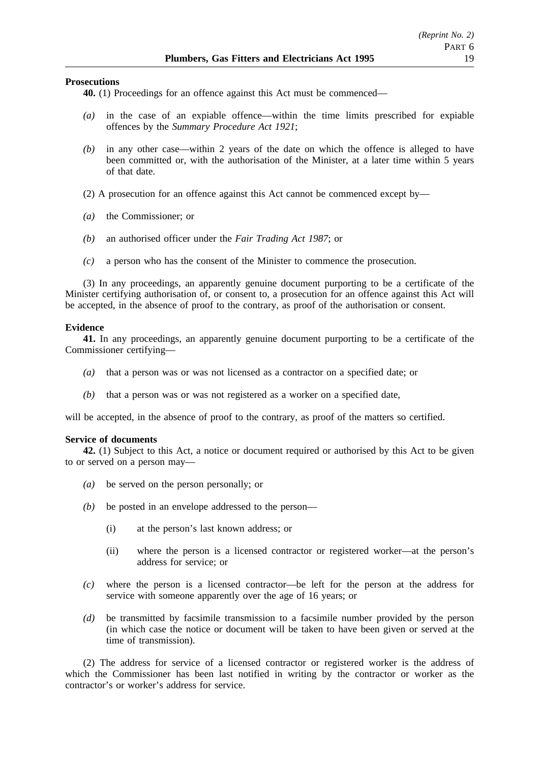**Prosecutions**

**40.** (1) Proceedings for an offence against this Act must be commenced—

*(a)* in the case of an expiable offence—within the time limits prescribed for expiable offences by the *Summary Procedure Act 1921*;

*(b)* in any other case—within 2 years of the date on which the offence is alleged to have been committed or, with the authorisation of the Minister, at a later time within 5 years of that date.

(2) A prosecution for an offence against this Act cannot be commenced except by—

*(a)* the Commissioner; or

*(b)* an authorised officer under the *Fair Trading Act 1987*; or

*(c)* a person who has the consent of the Minister to commence the prosecution.

(3) In any proceedings, an apparently genuine document purporting to be a certificate of the Minister certifying authorisation of, or consent to, a prosecution for an offence against this Act will be accepted, in the absence of proof to the contrary, as proof of the authorisation or consent.

**Evidence**

**41.** In any proceedings, an apparently genuine document purporting to be a certificate of the Commissioner certifying—

*(a)* that a person was or was not licensed as a contractor on a specified date; or

*(b)* that a person was or was not registered as a worker on a specified date,

will be accepted, in the absence of proof to the contrary, as proof of the matters so certified.

**Service of documents**

**42.** (1) Subject to this Act, a notice or document required or authorised by this Act to be given to or served on a person may—

*(a)* be served on the person personally; or

*(b)* be posted in an envelope addressed to the person—

(i) at the person's last known address; or

(ii) where the person is a licensed contractor or registered worker—at the person's address for service; or

*(c)* where the person is a licensed contractor—be left for the person at the address for service with someone apparently over the age of 16 years; or

*(d)* be transmitted by facsimile transmission to a facsimile number provided by the person (in which case the notice or document will be taken to have been given or served at the time of transmission).

(2) The address for service of a licensed contractor or registered worker is the address of which the Commissioner has been last notified in writing by the contractor or worker as the contractor's or worker's address for service.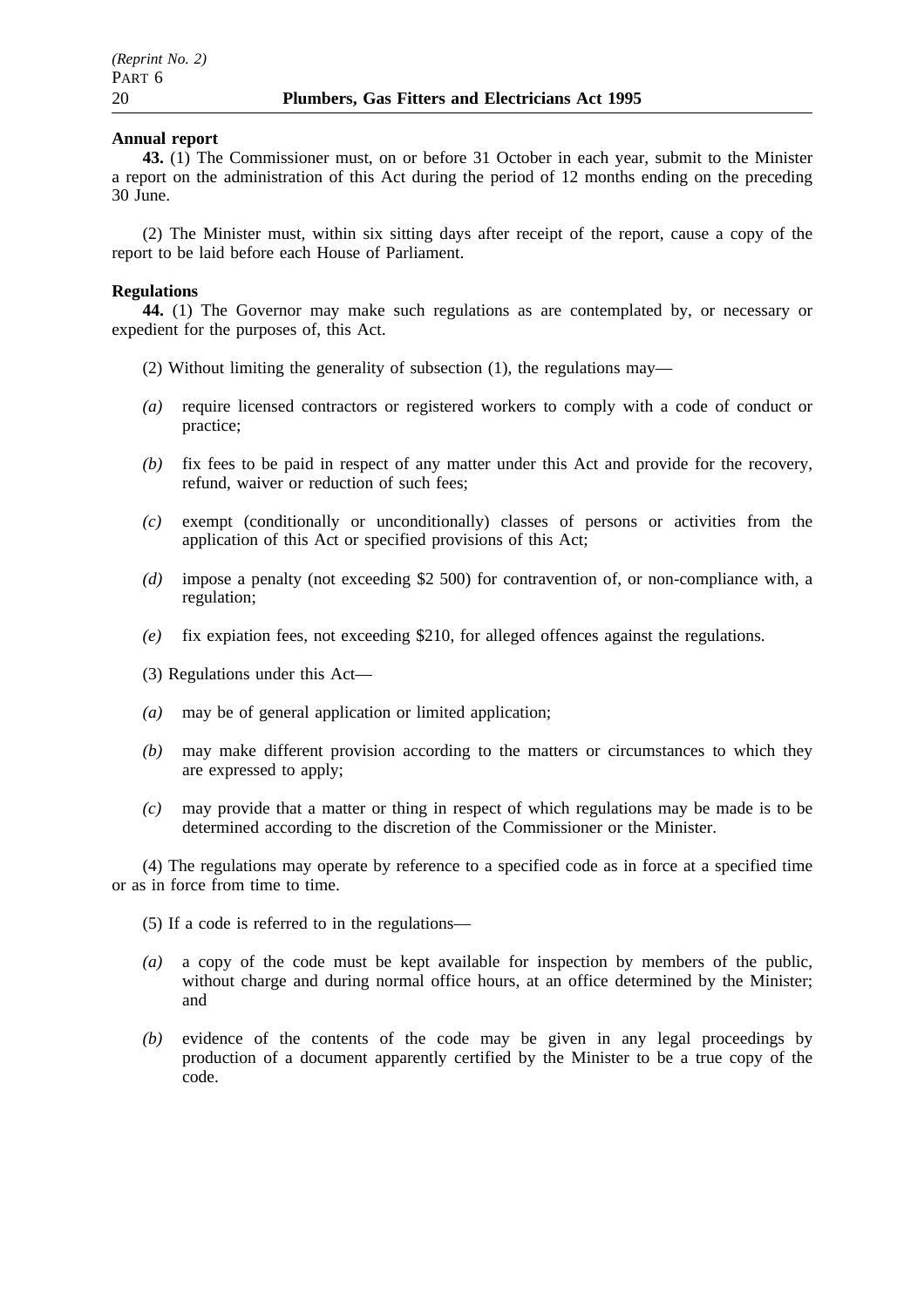**Annual report**

**43.** (1) The Commissioner must, on or before 31 October in each year, submit to the Minister a report on the administration of this Act during the period of 12 months ending on the preceding 30 June.

(2) The Minister must, within six sitting days after receipt of the report, cause a copy of the report to be laid before each House of Parliament.

**Regulations**

**44.** (1) The Governor may make such regulations as are contemplated by, or necessary or expedient for the purposes of, this Act.

(2) Without limiting the generality of subsection (1), the regulations may—

- *(a)* require licensed contractors or registered workers to comply with a code of conduct or practice;
- *(b)* fix fees to be paid in respect of any matter under this Act and provide for the recovery, refund, waiver or reduction of such fees;
- *(c)* exempt (conditionally or unconditionally) classes of persons or activities from the application of this Act or specified provisions of this Act;
- *(d)* impose a penalty (not exceeding $2 500) for contravention of, or non-compliance with, a regulation;
- *(e)* fix expiation fees, not exceeding $210, for alleged offences against the regulations.

(3) Regulations under this Act—

- *(a)* may be of general application or limited application;
- *(b)* may make different provision according to the matters or circumstances to which they are expressed to apply;
- *(c)* may provide that a matter or thing in respect of which regulations may be made is to be determined according to the discretion of the Commissioner or the Minister.

(4) The regulations may operate by reference to a specified code as in force at a specified time or as in force from time to time.

(5) If a code is referred to in the regulations—

- *(a)* a copy of the code must be kept available for inspection by members of the public, without charge and during normal office hours, at an office determined by the Minister; and
- *(b)* evidence of the contents of the code may be given in any legal proceedings by production of a document apparently certified by the Minister to be a true copy of the code.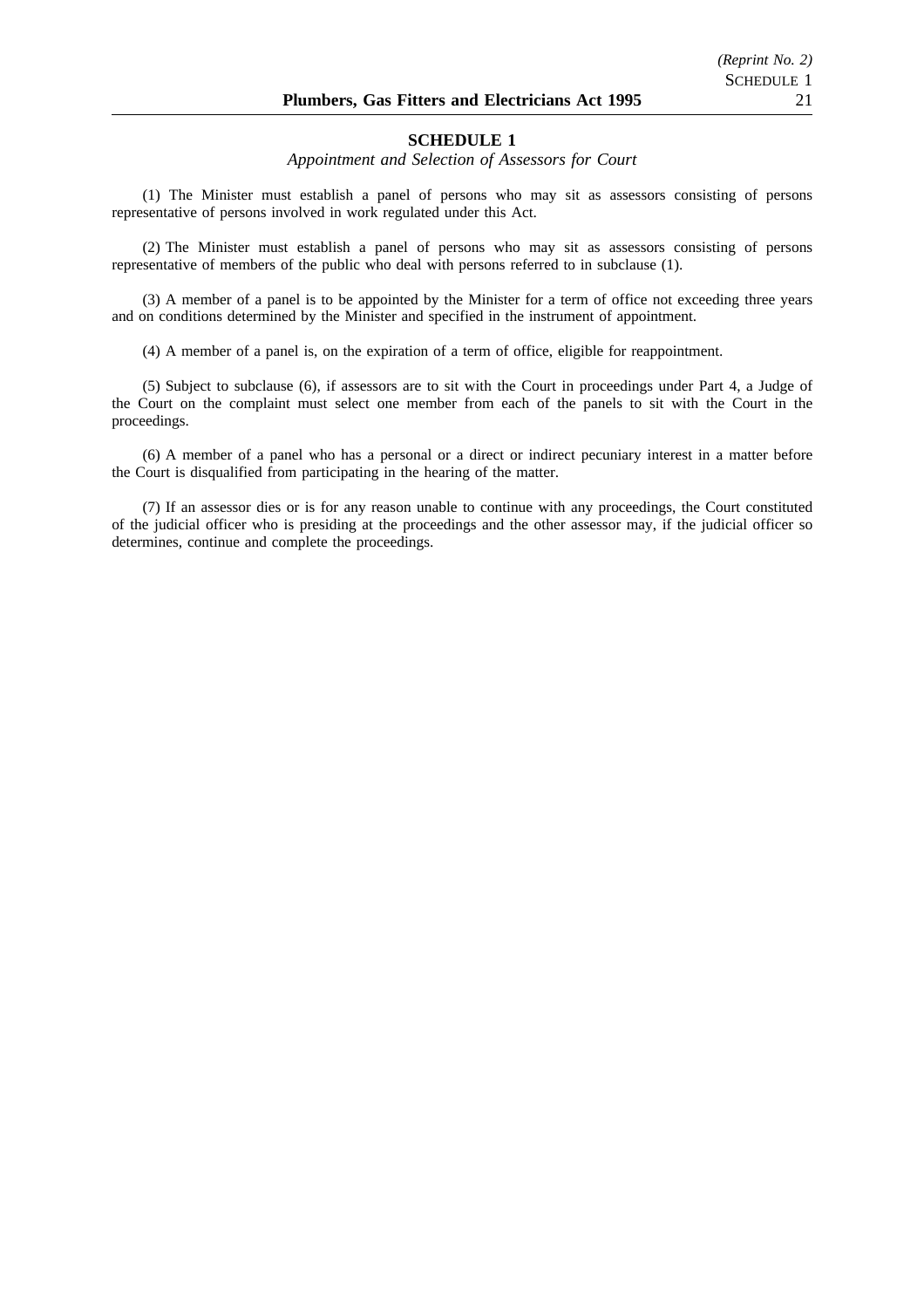# SCHEDULE 1

*Appointment and Selection of Assessors for Court*

(1) The Minister must establish a panel of persons who may sit as assessors consisting of persons representative of persons involved in work regulated under this Act.

(2) The Minister must establish a panel of persons who may sit as assessors consisting of persons representative of members of the public who deal with persons referred to in subclause (1).

(3) A member of a panel is to be appointed by the Minister for a term of office not exceeding three years and on conditions determined by the Minister and specified in the instrument of appointment.

(4) A member of a panel is, on the expiration of a term of office, eligible for reappointment.

(5) Subject to subclause (6), if assessors are to sit with the Court in proceedings under Part 4, a Judge of the Court on the complaint must select one member from each of the panels to sit with the Court in the proceedings.

(6) A member of a panel who has a personal or a direct or indirect pecuniary interest in a matter before the Court is disqualified from participating in the hearing of the matter.

(7) If an assessor dies or is for any reason unable to continue with any proceedings, the Court constituted of the judicial officer who is presiding at the proceedings and the other assessor may, if the judicial officer so determines, continue and complete the proceedings.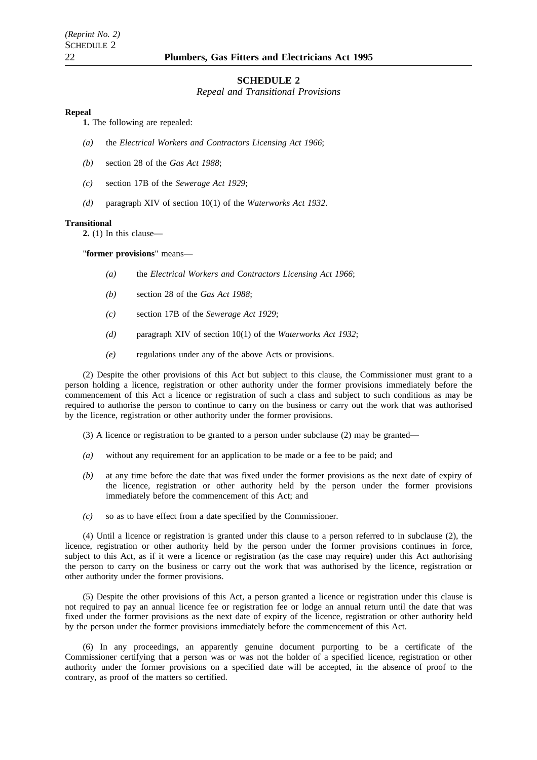## SCHEDULE 2

*Repeal and Transitional Provisions*

**Repeal**

**1.** The following are repealed:

*(a)* the *Electrical Workers and Contractors Licensing Act 1966*;

*(b)* section 28 of the *Gas Act 1988*;

*(c)* section 17B of the *Sewerage Act 1929*;

*(d)* paragraph XIV of section 10(1) of the *Waterworks Act 1932*.

**Transitional**

**2.** (1) In this clause—

"**former provisions**" means—

*(a)* the *Electrical Workers and Contractors Licensing Act 1966*;

*(b)* section 28 of the *Gas Act 1988*;

*(c)* section 17B of the *Sewerage Act 1929*;

*(d)* paragraph XIV of section 10(1) of the *Waterworks Act 1932*;

*(e)* regulations under any of the above Acts or provisions.

(2) Despite the other provisions of this Act but subject to this clause, the Commissioner must grant to a person holding a licence, registration or other authority under the former provisions immediately before the commencement of this Act a licence or registration of such a class and subject to such conditions as may be required to authorise the person to continue to carry on the business or carry out the work that was authorised by the licence, registration or other authority under the former provisions.

(3) A licence or registration to be granted to a person under subclause (2) may be granted—

*(a)* without any requirement for an application to be made or a fee to be paid; and

*(b)* at any time before the date that was fixed under the former provisions as the next date of expiry of the licence, registration or other authority held by the person under the former provisions immediately before the commencement of this Act; and

*(c)* so as to have effect from a date specified by the Commissioner.

(4) Until a licence or registration is granted under this clause to a person referred to in subclause (2), the licence, registration or other authority held by the person under the former provisions continues in force, subject to this Act, as if it were a licence or registration (as the case may require) under this Act authorising the person to carry on the business or carry out the work that was authorised by the licence, registration or other authority under the former provisions.

(5) Despite the other provisions of this Act, a person granted a licence or registration under this clause is not required to pay an annual licence fee or registration fee or lodge an annual return until the date that was fixed under the former provisions as the next date of expiry of the licence, registration or other authority held by the person under the former provisions immediately before the commencement of this Act.

(6) In any proceedings, an apparently genuine document purporting to be a certificate of the Commissioner certifying that a person was or was not the holder of a specified licence, registration or other authority under the former provisions on a specified date will be accepted, in the absence of proof to the contrary, as proof of the matters so certified.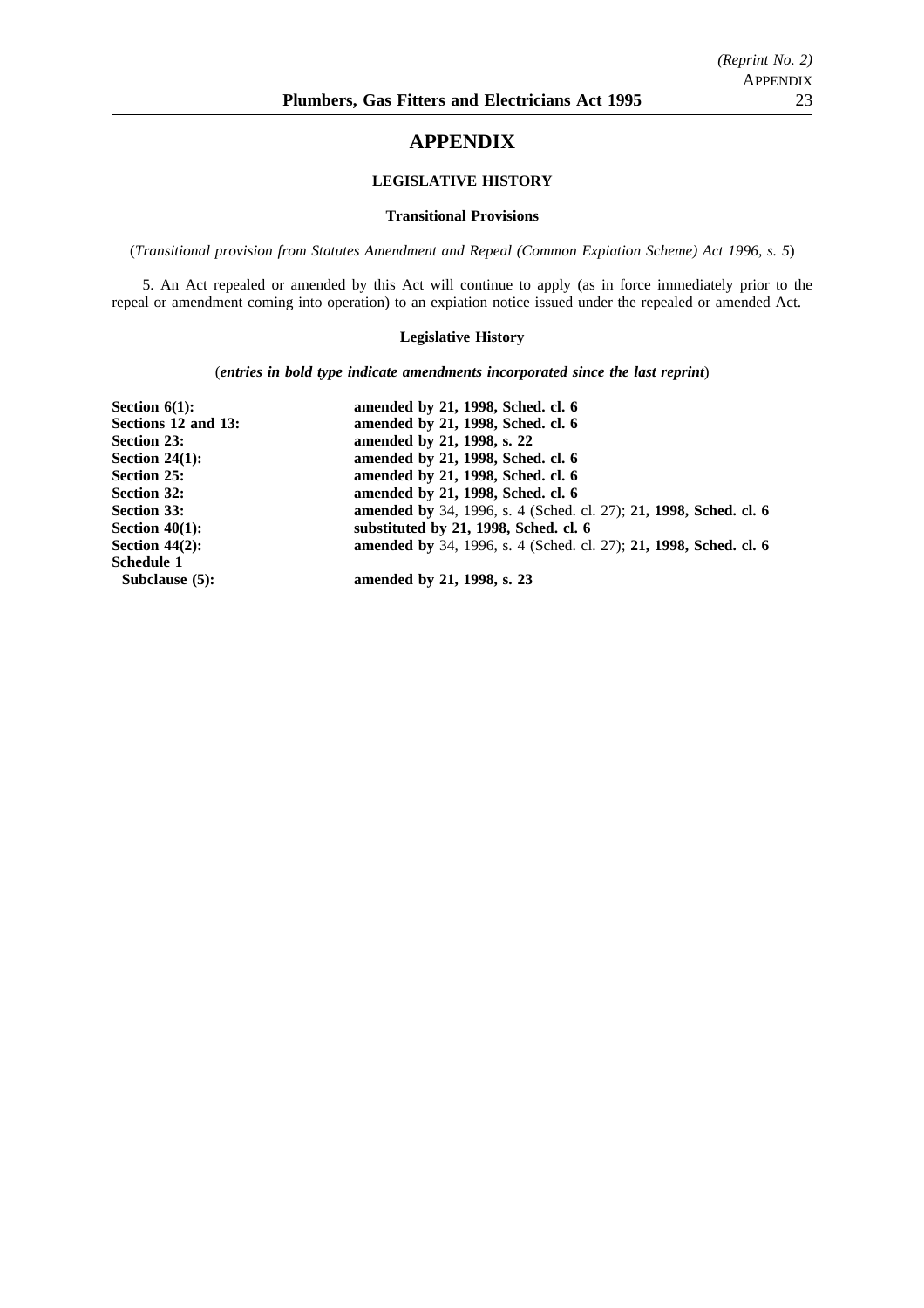# APPENDIX

### LEGISLATIVE HISTORY

#### Transitional Provisions

(*Transitional provision from Statutes Amendment and Repeal (Common Expiation Scheme) Act 1996, s. 5*)

5. An Act repealed or amended by this Act will continue to apply (as in force immediately prior to the repeal or amendment coming into operation) to an expiation notice issued under the repealed or amended Act.

#### Legislative History

(***entries in bold type indicate amendments incorporated since the last reprint***)

| | |
|---|---|
| **Section 6(1):** | **amended by 21, 1998, Sched. cl. 6** |
| **Sections 12 and 13:** | **amended by 21, 1998, Sched. cl. 6** |
| **Section 23:** | **amended by 21, 1998, s. 22** |
| **Section 24(1):** | **amended by 21, 1998, Sched. cl. 6** |
| **Section 25:** | **amended by 21, 1998, Sched. cl. 6** |
| **Section 32:** | **amended by 21, 1998, Sched. cl. 6** |
| **Section 33:** | **amended by** 34, 1996, s. 4 (Sched. cl. 27); **21, 1998, Sched. cl. 6** |
| **Section 40(1):** | **substituted by 21, 1998, Sched. cl. 6** |
| **Section 44(2):** | **amended by** 34, 1996, s. 4 (Sched. cl. 27); **21, 1998, Sched. cl. 6** |
| **Schedule 1** | |
| **Subclause (5):** | **amended by 21, 1998, s. 23** |